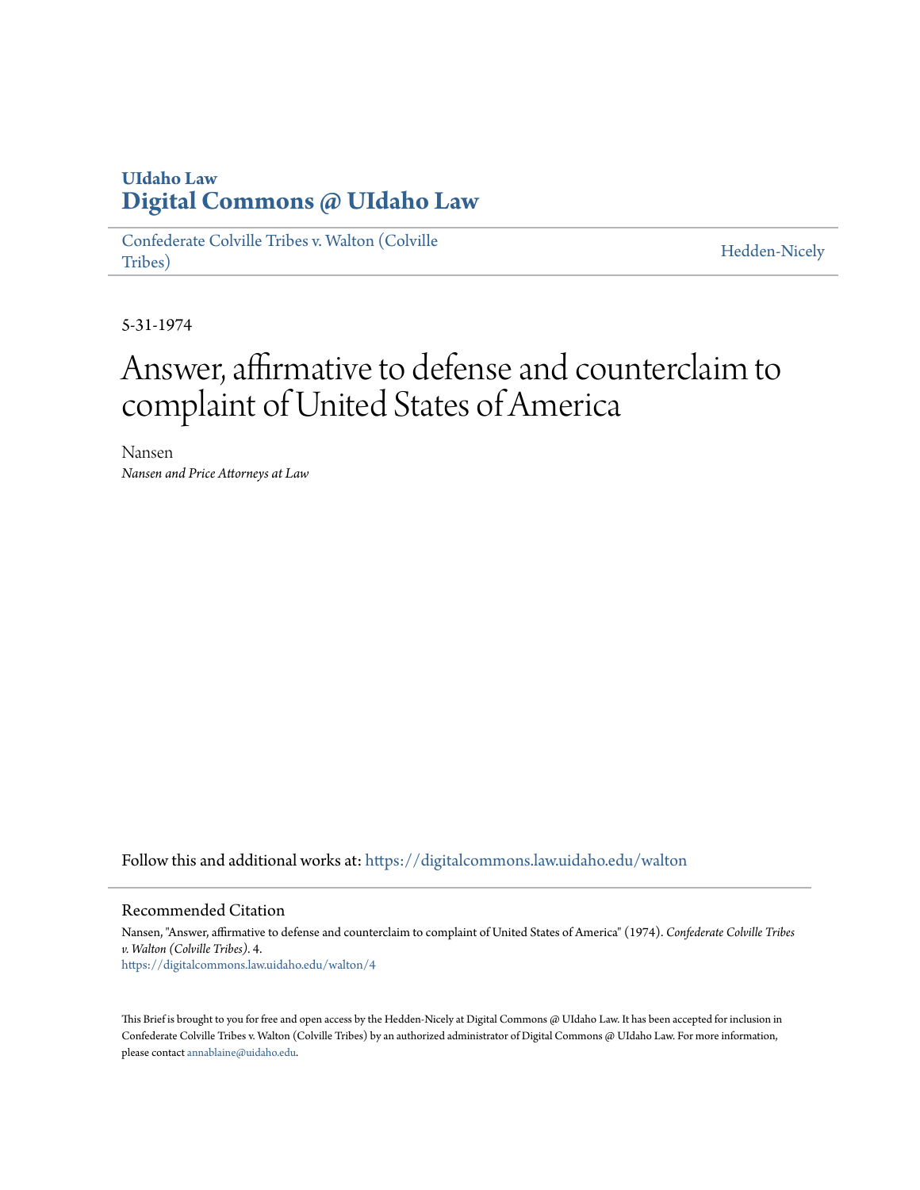UIdaho Law
# Digital Commons @ UIdaho Law

Confederate Colville Tribes v. Walton (Colville Tribes) | Hedden-Nicely

5-31-1974

# Answer, affirmative to defense and counterclaim to complaint of United States of America

Nansen
*Nansen and Price Attorneys at Law*

Follow this and additional works at: https://digitalcommons.law.uidaho.edu/walton

## Recommended Citation

Nansen, "Answer, affirmative to defense and counterclaim to complaint of United States of America" (1974). *Confederate Colville Tribes v. Walton (Colville Tribes)*. 4.
https://digitalcommons.law.uidaho.edu/walton/4

This Brief is brought to you for free and open access by the Hedden-Nicely at Digital Commons @ UIdaho Law. It has been accepted for inclusion in Confederate Colville Tribes v. Walton (Colville Tribes) by an authorized administrator of Digital Commons @ UIdaho Law. For more information, please contact annablaine@uidaho.edu.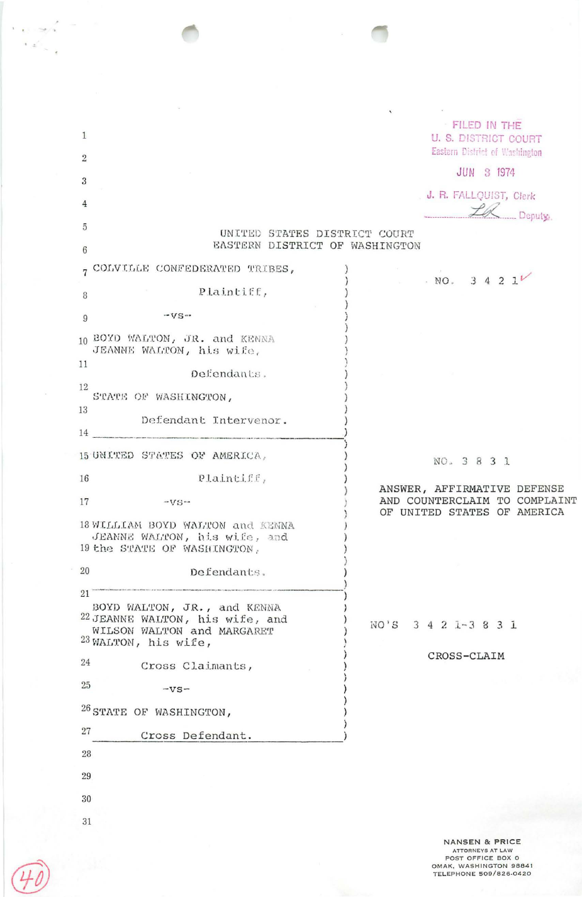FILED IN THE
U. S. DISTRICT COURT
Eastern District of Washington

JUN 3 1974

J. R. FALLQUIST, Clerk
________ Deputy

UNITED STATES DISTRICT COURT
EASTERN DISTRICT OF WASHINGTON

COLVILLE CONFEDERATED TRIBES,

Plaintiff,

-vs-

BOYD WALTON, JR. and KENNA JEANNE WALTON, his wife,

Defendants.

STATE OF WASHINGTON,

Defendant Intervenor.

NO. 3 4 2 1

---

UNITED STATES OF AMERICA,

Plaintiff,

-vs-

WILLIAM BOYD WALTON and KENNA JEANNE WALTON, his wife, and the STATE OF WASHINGTON,

Defendants.

NO. 3 8 3 1

ANSWER, AFFIRMATIVE DEFENSE AND COUNTERCLAIM TO COMPLAINT OF UNITED STATES OF AMERICA

---

BOYD WALTON, JR., and KENNA JEANNE WALTON, his wife, and WILSON WALTON and MARGARET WALTON, his wife,

Cross Claimants,

-vs-

STATE OF WASHINGTON,

Cross Defendant.

NO'S 3 4 2 1-3 8 3 1

CROSS-CLAIM

NANSEN & PRICE
ATTORNEYS AT LAW
POST OFFICE BOX O
OMAK, WASHINGTON 98841
TELEPHONE 509/826-0420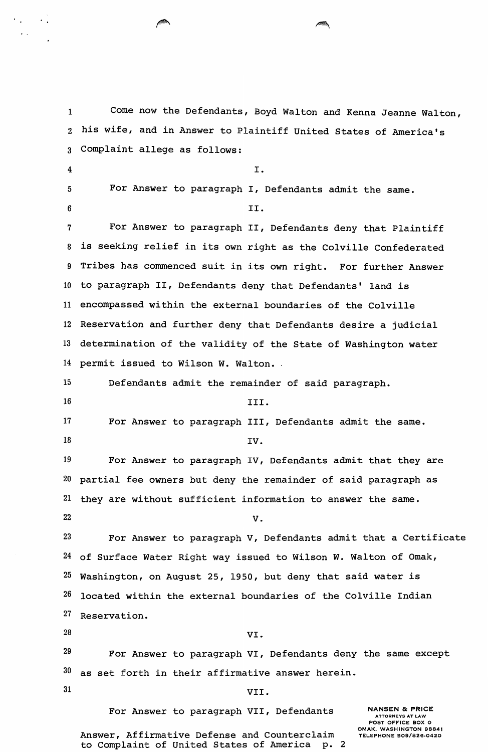Come now the Defendants, Boyd Walton and Kenna Jeanne Walton, his wife, and in Answer to Plaintiff United States of America's Complaint allege as follows:

I.

For Answer to paragraph I, Defendants admit the same.

II.

For Answer to paragraph II, Defendants deny that Plaintiff is seeking relief in its own right as the Colville Confederated Tribes has commenced suit in its own right. For further Answer to paragraph II, Defendants deny that Defendants' land is encompassed within the external boundaries of the Colville Reservation and further deny that Defendants desire a judicial determination of the validity of the State of Washington water permit issued to Wilson W. Walton.

Defendants admit the remainder of said paragraph.

III.

For Answer to paragraph III, Defendants admit the same.

IV.

For Answer to paragraph IV, Defendants admit that they are partial fee owners but deny the remainder of said paragraph as they are without sufficient information to answer the same.

V.

For Answer to paragraph V, Defendants admit that a Certificate of Surface Water Right way issued to Wilson W. Walton of Omak, Washington, on August 25, 1950, but deny that said water is located within the external boundaries of the Colville Indian Reservation.

VI.

For Answer to paragraph VI, Defendants deny the same except as set forth in their affirmative answer herein.

VII.

For Answer to paragraph VII, Defendants

NANSEN & PRICE
ATTORNEYS AT LAW
POST OFFICE BOX O
OMAK, WASHINGTON 98841
TELEPHONE 509/826-0420

Answer, Affirmative Defense and Counterclaim to Complaint of United States of America p. 2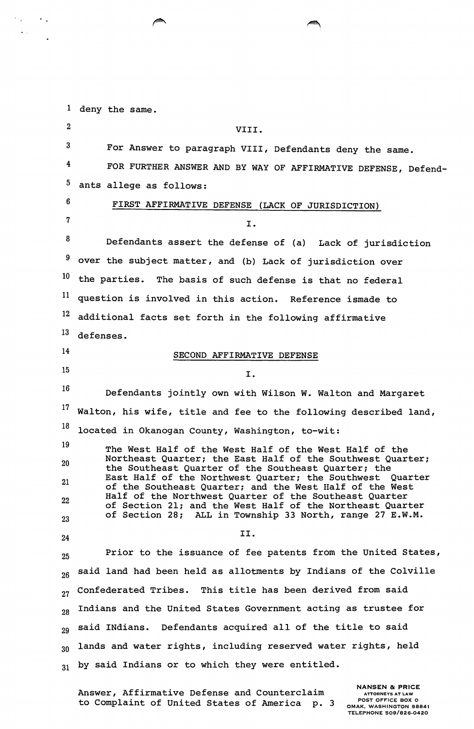deny the same.

VIII.

For Answer to paragraph VIII, Defendants deny the same.

FOR FURTHER ANSWER AND BY WAY OF AFFIRMATIVE DEFENSE, Defendants allege as follows:

FIRST AFFIRMATIVE DEFENSE (LACK OF JURISDICTION)

I.

Defendants assert the defense of (a) Lack of jurisdiction over the subject matter, and (b) Lack of jurisdiction over the parties. The basis of such defense is that no federal question is involved in this action. Reference ismade to additional facts set forth in the following affirmative defenses.

SECOND AFFIRMATIVE DEFENSE

I.

Defendants jointly own with Wilson W. Walton and Margaret Walton, his wife, title and fee to the following described land, located in Okanogan County, Washington, to-wit:

> The West Half of the West Half of the West Half of the Northeast Quarter; the East Half of the Southwest Quarter; the Southeast Quarter of the Southeast Quarter; the East Half of the Northwest Quarter; the Southwest Quarter of the Southeast Quarter; and the West Half of the West Half of the Northwest Quarter of the Southeast Quarter of Section 21; and the West Half of the Northeast Quarter of Section 28; ALL in Township 33 North, range 27 E.W.M.

II.

Prior to the issuance of fee patents from the United States, said land had been held as allotments by Indians of the Colville Confederated Tribes. This title has been derived from said Indians and the United States Government acting as trustee for said INdians. Defendants acquired all of the title to said lands and water rights, including reserved water rights, held by said Indians or to which they were entitled.

Answer, Affirmative Defense and Counterclaim to Complaint of United States of America p. 3

NANSEN & PRICE
ATTORNEYS AT LAW
POST OFFICE BOX O
OMAK, WASHINGTON 98841
TELEPHONE 509/826-0420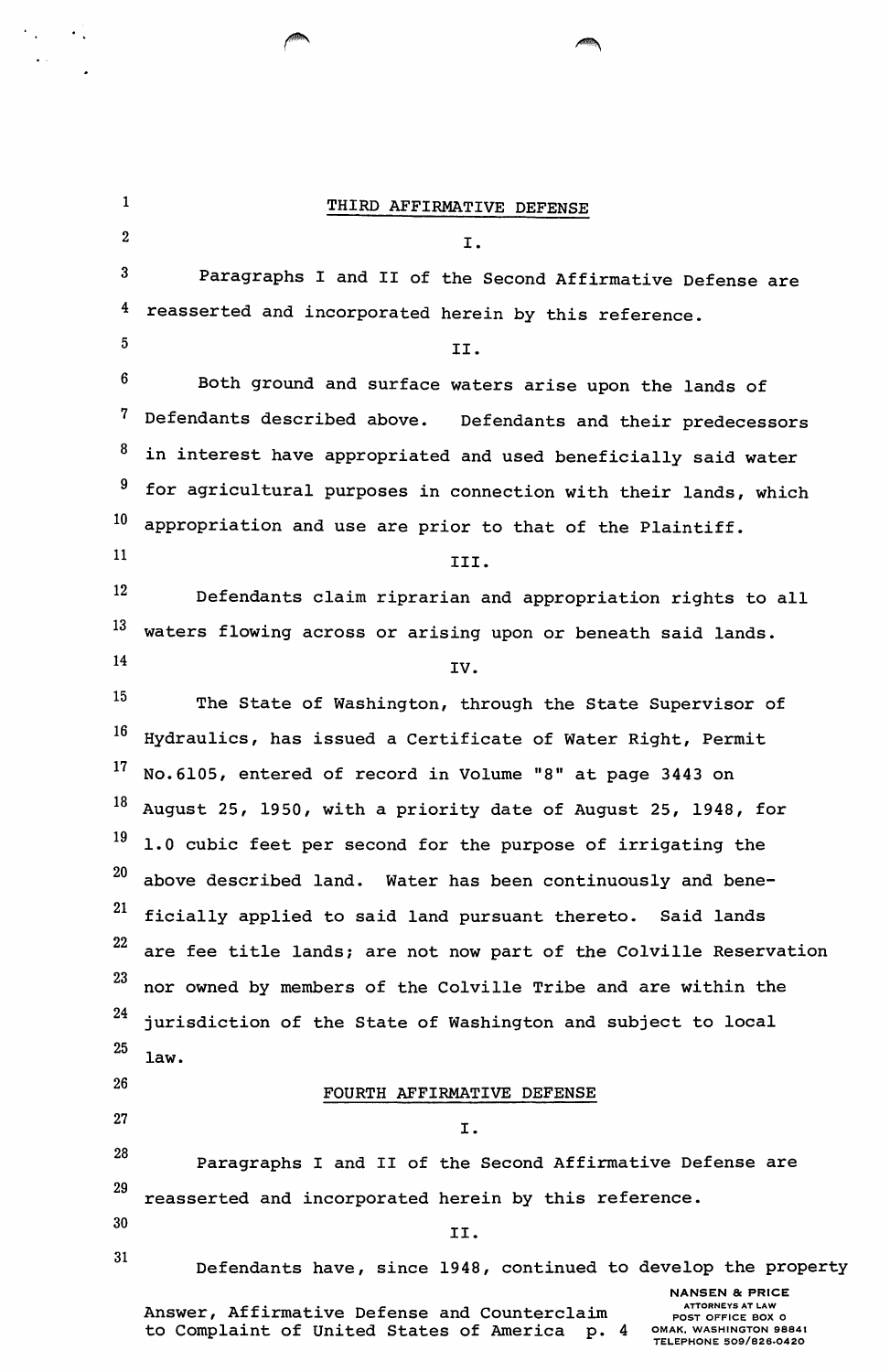## THIRD AFFIRMATIVE DEFENSE

I.

Paragraphs I and II of the Second Affirmative Defense are reasserted and incorporated herein by this reference.

II.

Both ground and surface waters arise upon the lands of Defendants described above. Defendants and their predecessors in interest have appropriated and used beneficially said water for agricultural purposes in connection with their lands, which appropriation and use are prior to that of the Plaintiff.

III.

Defendants claim riprarian and appropriation rights to all waters flowing across or arising upon or beneath said lands.

IV.

The State of Washington, through the State Supervisor of Hydraulics, has issued a Certificate of Water Right, Permit No.6105, entered of record in Volume "8" at page 3443 on August 25, 1950, with a priority date of August 25, 1948, for 1.0 cubic feet per second for the purpose of irrigating the above described land. Water has been continuously and beneficially applied to said land pursuant thereto. Said lands are fee title lands; are not now part of the Colville Reservation nor owned by members of the Colville Tribe and are within the jurisdiction of the State of Washington and subject to local law.

## FOURTH AFFIRMATIVE DEFENSE

I.

Paragraphs I and II of the Second Affirmative Defense are reasserted and incorporated herein by this reference.

II.

Defendants have, since 1948, continued to develop the property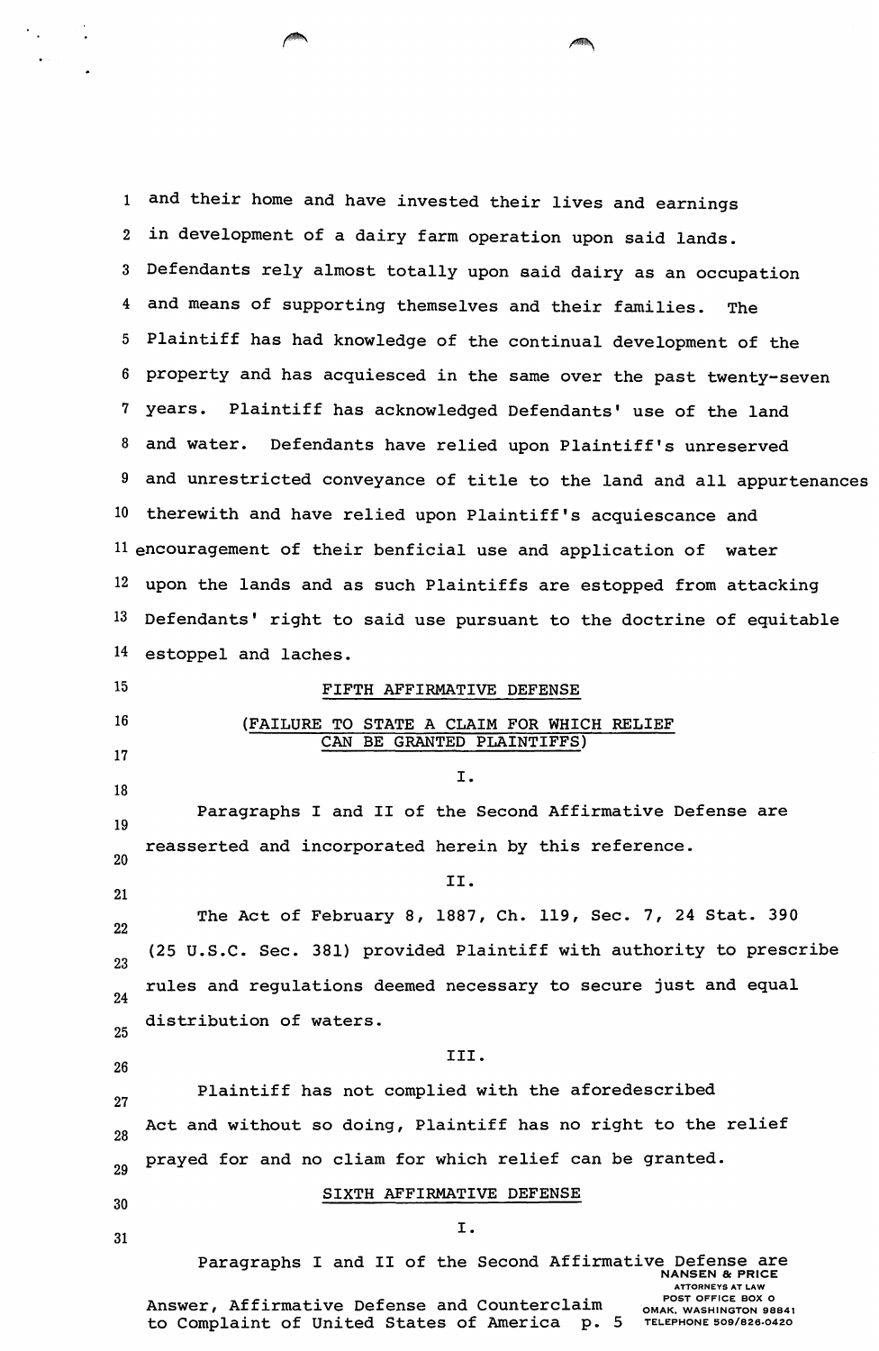and their home and have invested their lives and earnings in development of a dairy farm operation upon said lands. Defendants rely almost totally upon said dairy as an occupation and means of supporting themselves and their families. The Plaintiff has had knowledge of the continual development of the property and has acquiesced in the same over the past twenty-seven years. Plaintiff has acknowledged Defendants' use of the land and water. Defendants have relied upon Plaintiff's unreserved and unrestricted conveyance of title to the land and all appurtenances therewith and have relied upon Plaintiff's acquiescance and encouragement of their benficial use and application of water upon the lands and as such Plaintiffs are estopped from attacking Defendants' right to said use pursuant to the doctrine of equitable estoppel and laches.

<u>FIFTH AFFIRMATIVE DEFENSE</u>

<u>(FAILURE TO STATE A CLAIM FOR WHICH RELIEF CAN BE GRANTED PLAINTIFFS)</u>

I.

Paragraphs I and II of the Second Affirmative Defense are reasserted and incorporated herein by this reference.

II.

The Act of February 8, 1887, Ch. 119, Sec. 7, 24 Stat. 390 (25 U.S.C. Sec. 381) provided Plaintiff with authority to prescribe rules and regulations deemed necessary to secure just and equal distribution of waters.

III.

Plaintiff has not complied with the aforedescribed Act and without so doing, Plaintiff has no right to the relief prayed for and no cliam for which relief can be granted.

<u>SIXTH AFFIRMATIVE DEFENSE</u>

I.

Paragraphs I and II of the Second Affirmative Defense are

Answer, Affirmative Defense and Counterclaim to Complaint of United States of America p. 5

NANSEN & PRICE
ATTORNEYS AT LAW
POST OFFICE BOX O
OMAK, WASHINGTON 98841
TELEPHONE 509/826-0420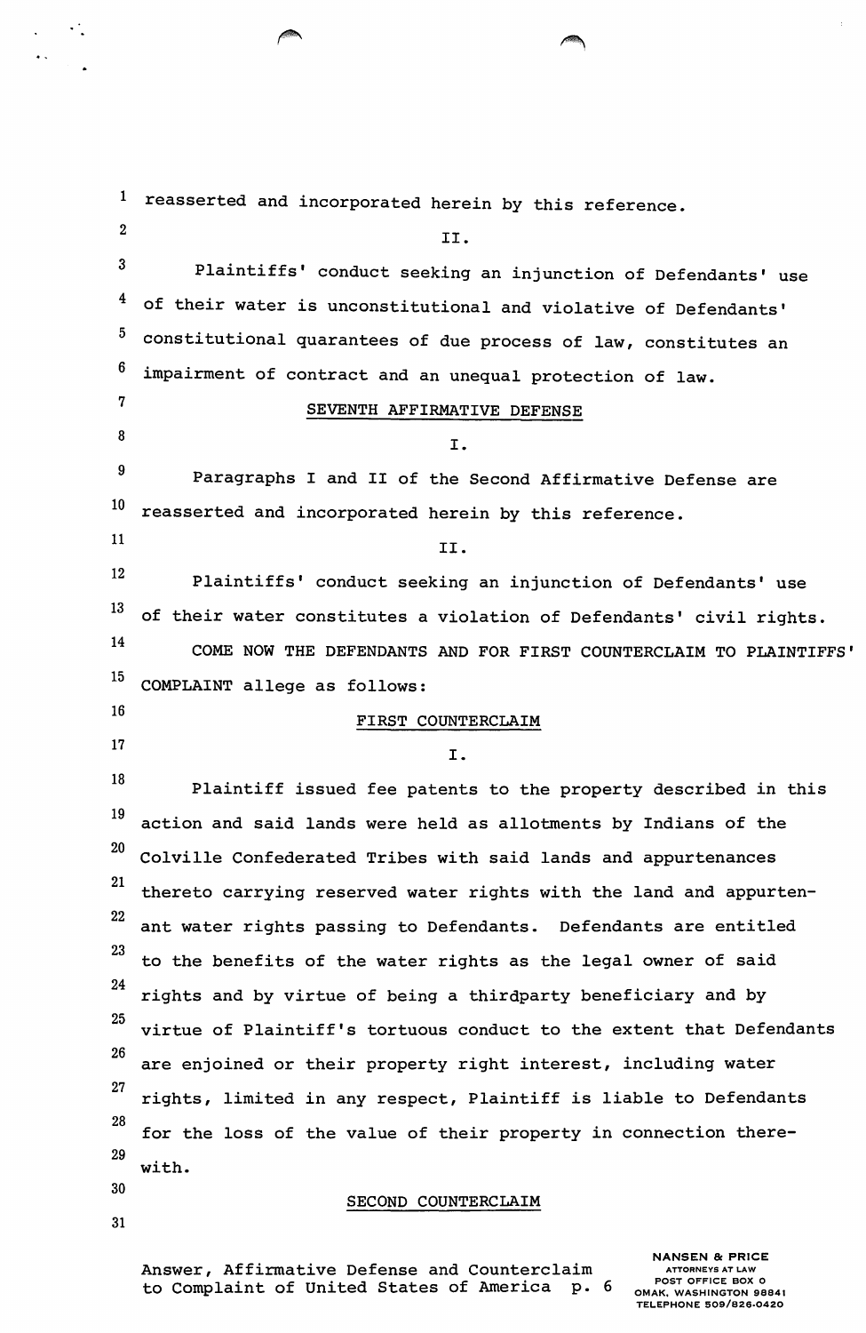reasserted and incorporated herein by this reference.

II.

Plaintiffs' conduct seeking an injunction of Defendants' use of their water is unconstitutional and violative of Defendants' constitutional quarantees of due process of law, constitutes an impairment of contract and an unequal protection of law.

SEVENTH AFFIRMATIVE DEFENSE

I.

Paragraphs I and II of the Second Affirmative Defense are reasserted and incorporated herein by this reference.

II.

Plaintiffs' conduct seeking an injunction of Defendants' use of their water constitutes a violation of Defendants' civil rights.

COME NOW THE DEFENDANTS AND FOR FIRST COUNTERCLAIM TO PLAINTIFFS' COMPLAINT allege as follows:

FIRST COUNTERCLAIM

I.

Plaintiff issued fee patents to the property described in this action and said lands were held as allotments by Indians of the Colville Confederated Tribes with said lands and appurtenances thereto carrying reserved water rights with the land and appurtenant water rights passing to Defendants. Defendants are entitled to the benefits of the water rights as the legal owner of said rights and by virtue of being a thirdparty beneficiary and by virtue of Plaintiff's tortuous conduct to the extent that Defendants are enjoined or their property right interest, including water rights, limited in any respect, Plaintiff is liable to Defendants for the loss of the value of their property in connection therewith.

SECOND COUNTERCLAIM

Answer, Affirmative Defense and Counterclaim to Complaint of United States of America p. 6

NANSEN & PRICE
ATTORNEYS AT LAW
POST OFFICE BOX O
OMAK, WASHINGTON 98841
TELEPHONE 509/826-0420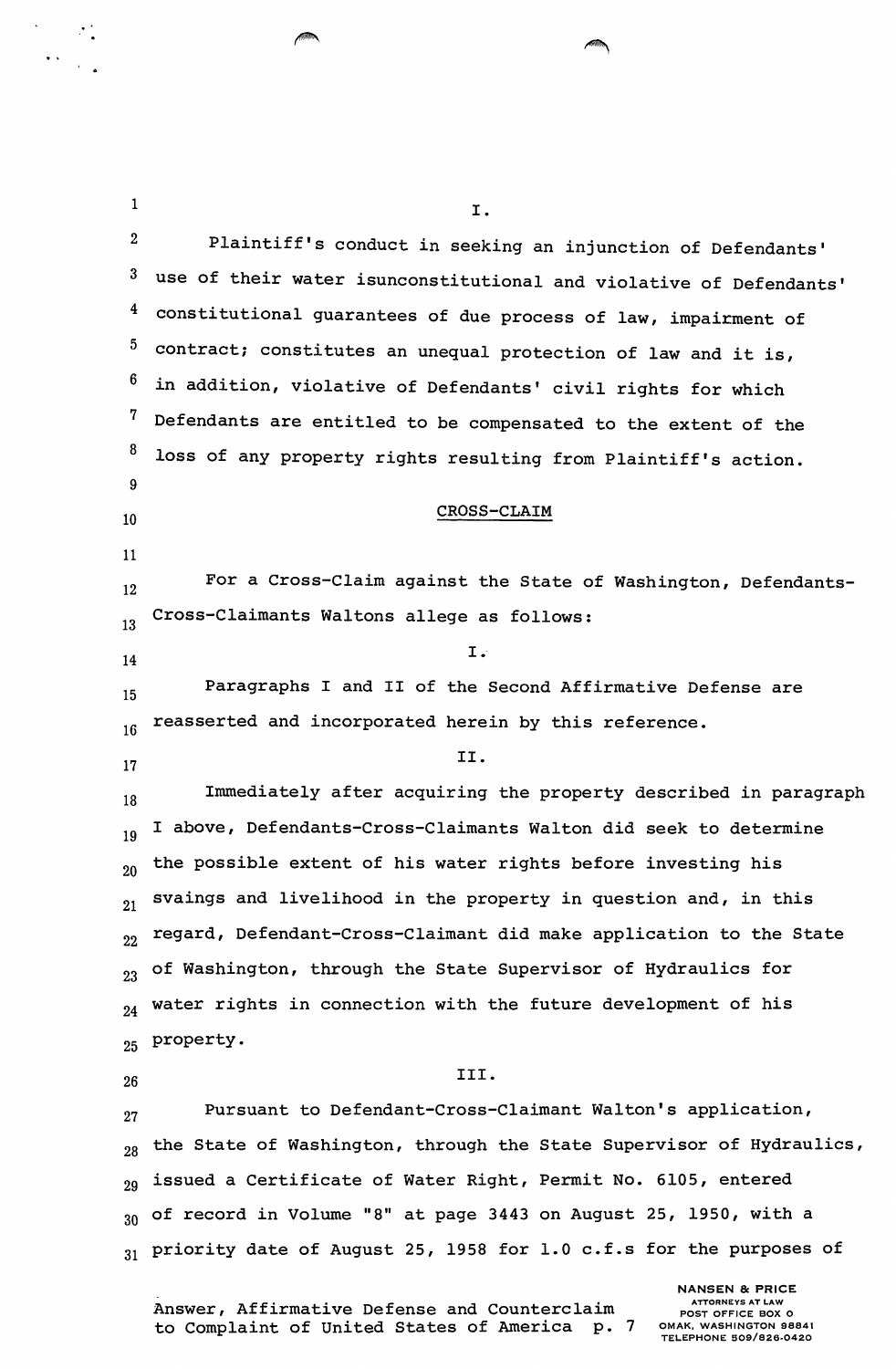I.

Plaintiff's conduct in seeking an injunction of Defendants' use of their water isunconstitutional and violative of Defendants' constitutional guarantees of due process of law, impairment of contract; constitutes an unequal protection of law and it is, in addition, violative of Defendants' civil rights for which Defendants are entitled to be compensated to the extent of the loss of any property rights resulting from Plaintiff's action.

CROSS-CLAIM

For a Cross-Claim against the State of Washington, Defendants-Cross-Claimants Waltons allege as follows:

I.

Paragraphs I and II of the Second Affirmative Defense are reasserted and incorporated herein by this reference.

II.

Immediately after acquiring the property described in paragraph I above, Defendants-Cross-Claimants Walton did seek to determine the possible extent of his water rights before investing his svaings and livelihood in the property in question and, in this regard, Defendant-Cross-Claimant did make application to the State of Washington, through the State Supervisor of Hydraulics for water rights in connection with the future development of his property.

III.

Pursuant to Defendant-Cross-Claimant Walton's application, the State of Washington, through the State Supervisor of Hydraulics, issued a Certificate of Water Right, Permit No. 6105, entered of record in Volume "8" at page 3443 on August 25, 1950, with a priority date of August 25, 1958 for 1.0 c.f.s for the purposes of

Answer, Affirmative Defense and Counterclaim to Complaint of United States of America p. 7

NANSEN & PRICE
ATTORNEYS AT LAW
POST OFFICE BOX O
OMAK, WASHINGTON 98841
TELEPHONE 509/826-0420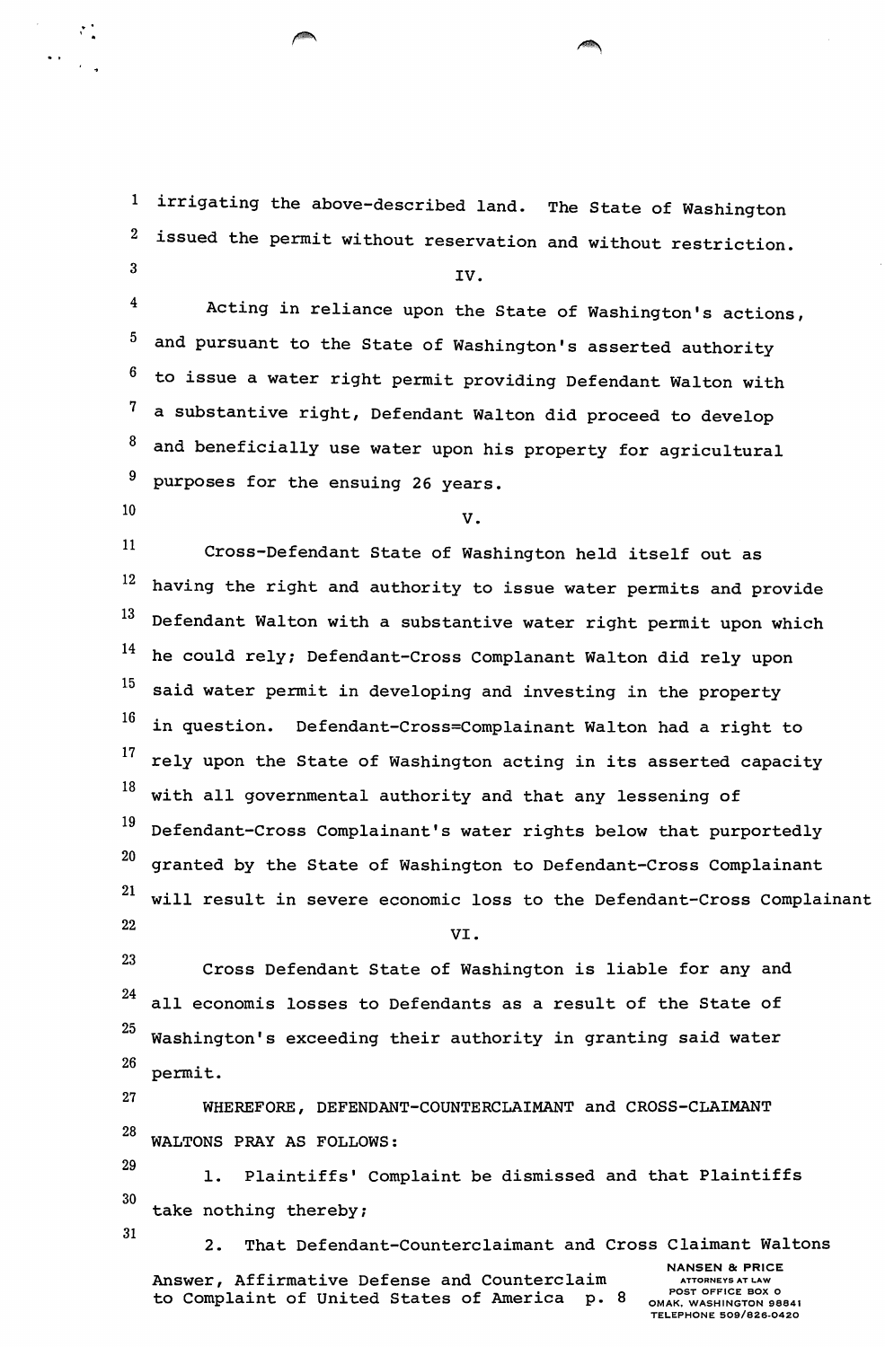irrigating the above-described land. The State of Washington issued the permit without reservation and without restriction.

IV.

Acting in reliance upon the State of Washington's actions, and pursuant to the State of Washington's asserted authority to issue a water right permit providing Defendant Walton with a substantive right, Defendant Walton did proceed to develop and beneficially use water upon his property for agricultural purposes for the ensuing 26 years.

V.

Cross-Defendant State of Washington held itself out as having the right and authority to issue water permits and provide Defendant Walton with a substantive water right permit upon which he could rely; Defendant-Cross Complanant Walton did rely upon said water permit in developing and investing in the property in question. Defendant-Cross=Complainant Walton had a right to rely upon the State of Washington acting in its asserted capacity with all governmental authority and that any lessening of Defendant-Cross Complainant's water rights below that purportedly granted by the State of Washington to Defendant-Cross Complainant will result in severe economic loss to the Defendant-Cross Complainant

VI.

Cross Defendant State of Washington is liable for any and all economis losses to Defendants as a result of the State of Washington's exceeding their authority in granting said water permit.

WHEREFORE, DEFENDANT-COUNTERCLAIMANT and CROSS-CLAIMANT WALTONS PRAY AS FOLLOWS:

1. Plaintiffs' Complaint be dismissed and that Plaintiffs take nothing thereby;

2. That Defendant-Counterclaimant and Cross Claimant Waltons

Answer, Affirmative Defense and Counterclaim to Complaint of United States of America p. 8

NANSEN & PRICE
ATTORNEYS AT LAW
POST OFFICE BOX O
OMAK, WASHINGTON 98841
TELEPHONE 509/826-0420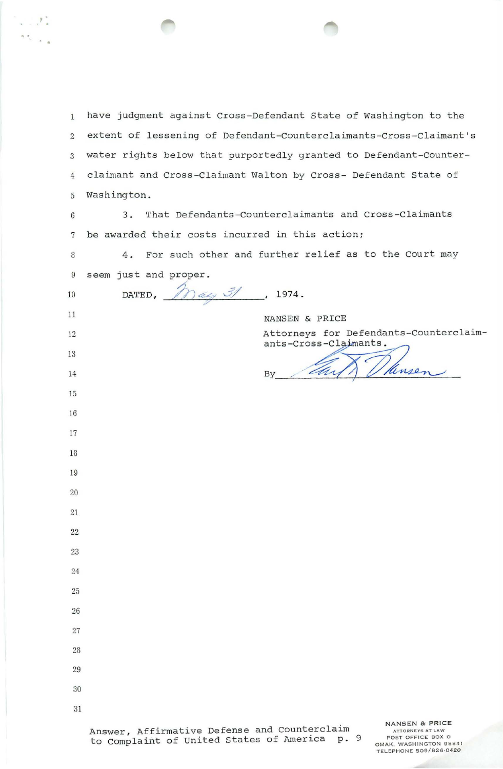have judgment against Cross-Defendant State of Washington to the extent of lessening of Defendant-Counterclaimants-Cross-Claimant's water rights below that purportedly granted to Defendant-Counterclaimant and Cross-Claimant Walton by Cross- Defendant State of Washington.

3. That Defendants-Counterclaimants and Cross-Claimants be awarded their costs incurred in this action;

4. For such other and further relief as to the Court may seem just and proper.

DATED, May 31, 1974.

NANSEN & PRICE
Attorneys for Defendants-Counterclaimants-Cross-Claimants.

By [signature]

Answer, Affirmative Defense and Counterclaim to Complaint of United States of America p. 9

NANSEN & PRICE
ATTORNEYS AT LAW
POST OFFICE BOX O
OMAK, WASHINGTON 98841
TELEPHONE 509/826-0420